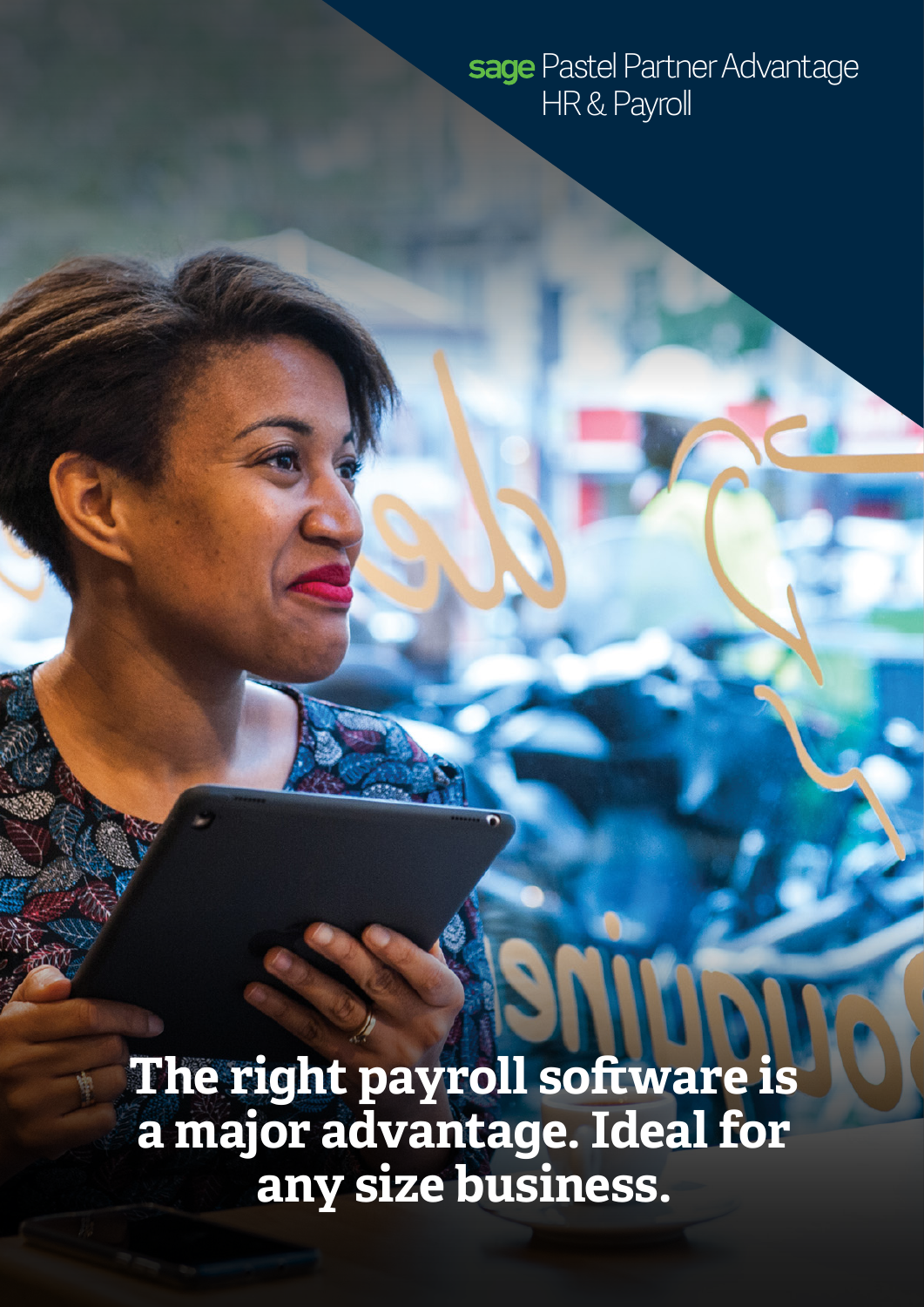sage Pastel Partner Advantage
HR & Payroll

# The right payroll software is a major advantage. Ideal for any size business.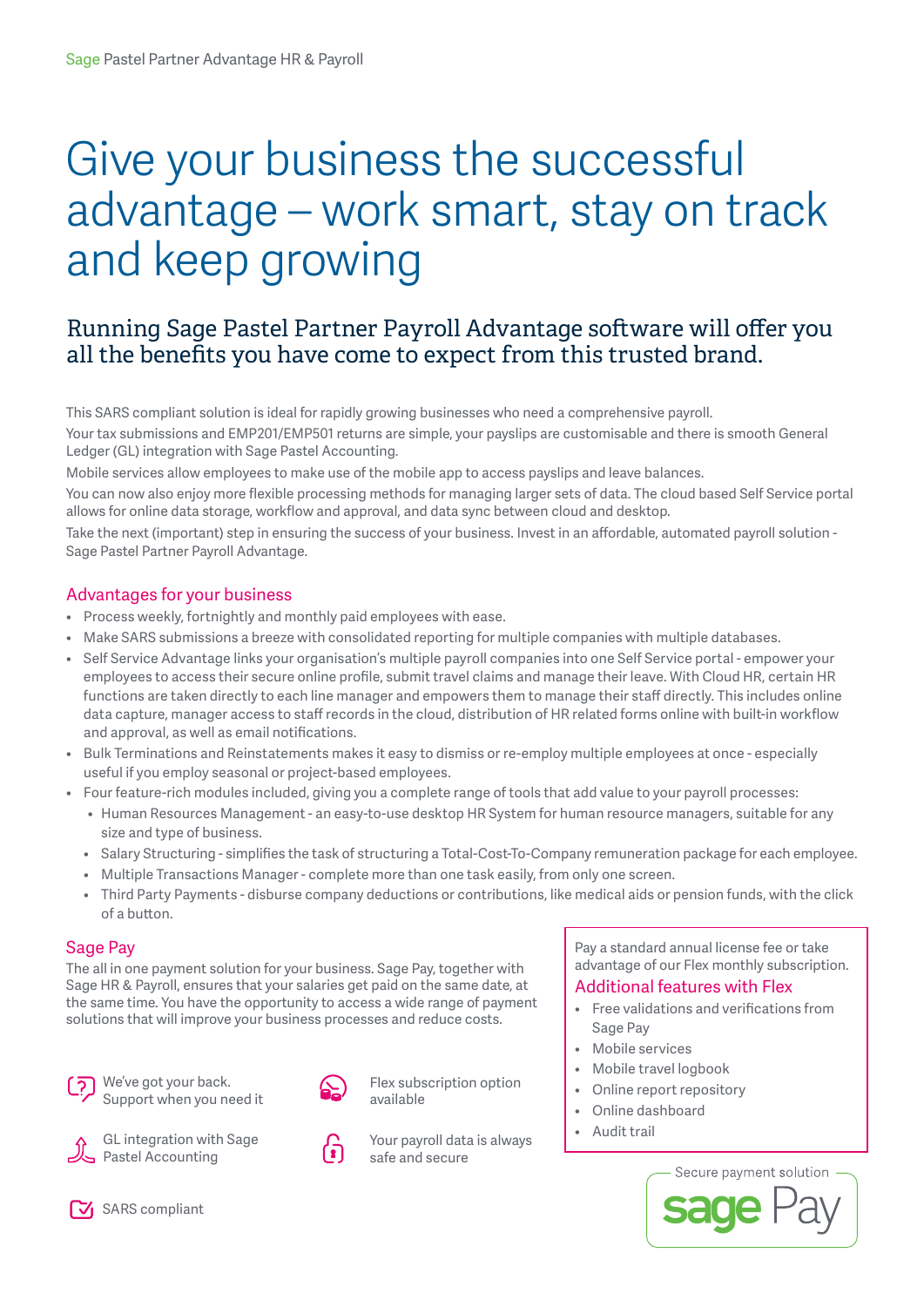# Give your business the successful advantage – work smart, stay on track and keep growing

## Running Sage Pastel Partner Payroll Advantage software will offer you all the benefits you have come to expect from this trusted brand.

This SARS compliant solution is ideal for rapidly growing businesses who need a comprehensive payroll.

Your tax submissions and EMP201/EMP501 returns are simple, your payslips are customisable and there is smooth General Ledger (GL) integration with Sage Pastel Accounting.

Mobile services allow employees to make use of the mobile app to access payslips and leave balances.

You can now also enjoy more flexible processing methods for managing larger sets of data. The cloud based Self Service portal allows for online data storage, workflow and approval, and data sync between cloud and desktop.

Take the next (important) step in ensuring the success of your business. Invest in an affordable, automated payroll solution - Sage Pastel Partner Payroll Advantage.

### Advantages for your business

- Process weekly, fortnightly and monthly paid employees with ease.
- Make SARS submissions a breeze with consolidated reporting for multiple companies with multiple databases.
- Self Service Advantage links your organisation's multiple payroll companies into one Self Service portal - empower your employees to access their secure online profile, submit travel claims and manage their leave. With Cloud HR, certain HR functions are taken directly to each line manager and empowers them to manage their staff directly. This includes online data capture, manager access to staff records in the cloud, distribution of HR related forms online with built-in workflow and approval, as well as email notifications.
- Bulk Terminations and Reinstatements makes it easy to dismiss or re-employ multiple employees at once - especially useful if you employ seasonal or project-based employees.
- Four feature-rich modules included, giving you a complete range of tools that add value to your payroll processes:
  - Human Resources Management - an easy-to-use desktop HR System for human resource managers, suitable for any size and type of business.
  - Salary Structuring - simplifies the task of structuring a Total-Cost-To-Company remuneration package for each employee.
  - Multiple Transactions Manager - complete more than one task easily, from only one screen.
  - Third Party Payments - disburse company deductions or contributions, like medical aids or pension funds, with the click of a button.

### Sage Pay

The all in one payment solution for your business. Sage Pay, together with Sage HR & Payroll, ensures that your salaries get paid on the same date, at the same time. You have the opportunity to access a wide range of payment solutions that will improve your business processes and reduce costs.

- We've got your back. Support when you need it
- Flex subscription option available
- GL integration with Sage Pastel Accounting
- Your payroll data is always safe and secure
- SARS compliant

Pay a standard annual license fee or take advantage of our Flex monthly subscription.

### Additional features with Flex

- Free validations and verifications from Sage Pay
- Mobile services
- Mobile travel logbook
- Online report repository
- Online dashboard
- Audit trail

Secure payment solution sage Pay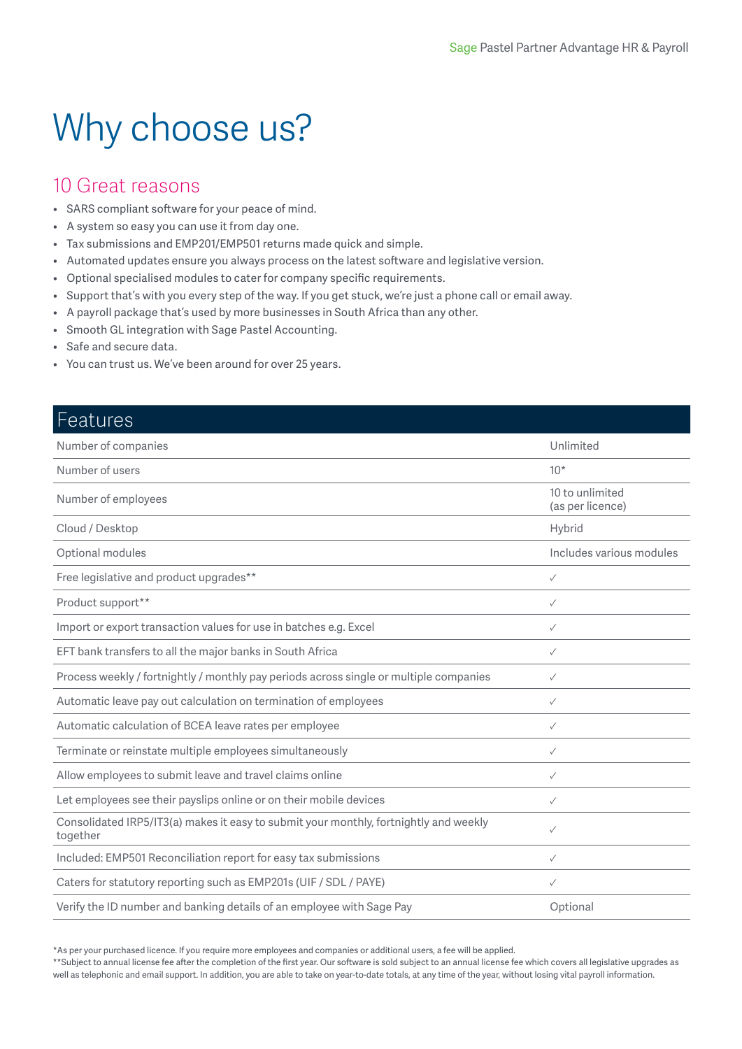# Why choose us?

## 10 Great reasons

- SARS compliant software for your peace of mind.
- A system so easy you can use it from day one.
- Tax submissions and EMP201/EMP501 returns made quick and simple.
- Automated updates ensure you always process on the latest software and legislative version.
- Optional specialised modules to cater for company specific requirements.
- Support that's with you every step of the way. If you get stuck, we're just a phone call or email away.
- A payroll package that's used by more businesses in South Africa than any other.
- Smooth GL integration with Sage Pastel Accounting.
- Safe and secure data.
- You can trust us. We've been around for over 25 years.

| Features | |
|---|---|
| Number of companies | Unlimited |
| Number of users | 10* |
| Number of employees | 10 to unlimited (as per licence) |
| Cloud / Desktop | Hybrid |
| Optional modules | Includes various modules |
| Free legislative and product upgrades** | ✓ |
| Product support** | ✓ |
| Import or export transaction values for use in batches e.g. Excel | ✓ |
| EFT bank transfers to all the major banks in South Africa | ✓ |
| Process weekly / fortnightly / monthly pay periods across single or multiple companies | ✓ |
| Automatic leave pay out calculation on termination of employees | ✓ |
| Automatic calculation of BCEA leave rates per employee | ✓ |
| Terminate or reinstate multiple employees simultaneously | ✓ |
| Allow employees to submit leave and travel claims online | ✓ |
| Let employees see their payslips online or on their mobile devices | ✓ |
| Consolidated IRP5/IT3(a) makes it easy to submit your monthly, fortnightly and weekly together | ✓ |
| Included: EMP501 Reconciliation report for easy tax submissions | ✓ |
| Caters for statutory reporting such as EMP201s (UIF / SDL / PAYE) | ✓ |
| Verify the ID number and banking details of an employee with Sage Pay | Optional |

*As per your purchased licence. If you require more employees and companies or additional users, a fee will be applied.
**Subject to annual license fee after the completion of the first year. Our software is sold subject to an annual license fee which covers all legislative upgrades as well as telephonic and email support. In addition, you are able to take on year-to-date totals, at any time of the year, without losing vital payroll information.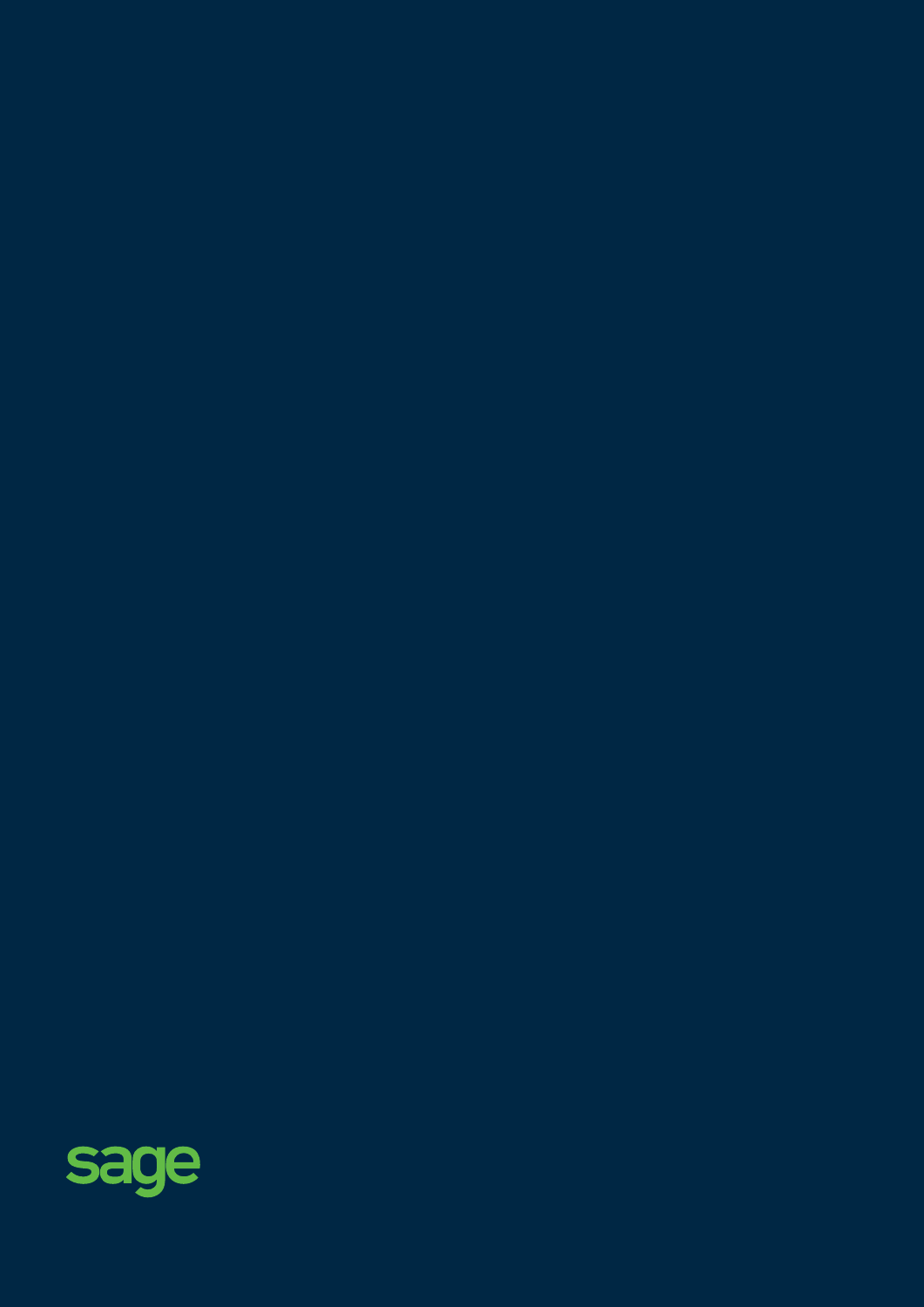sage